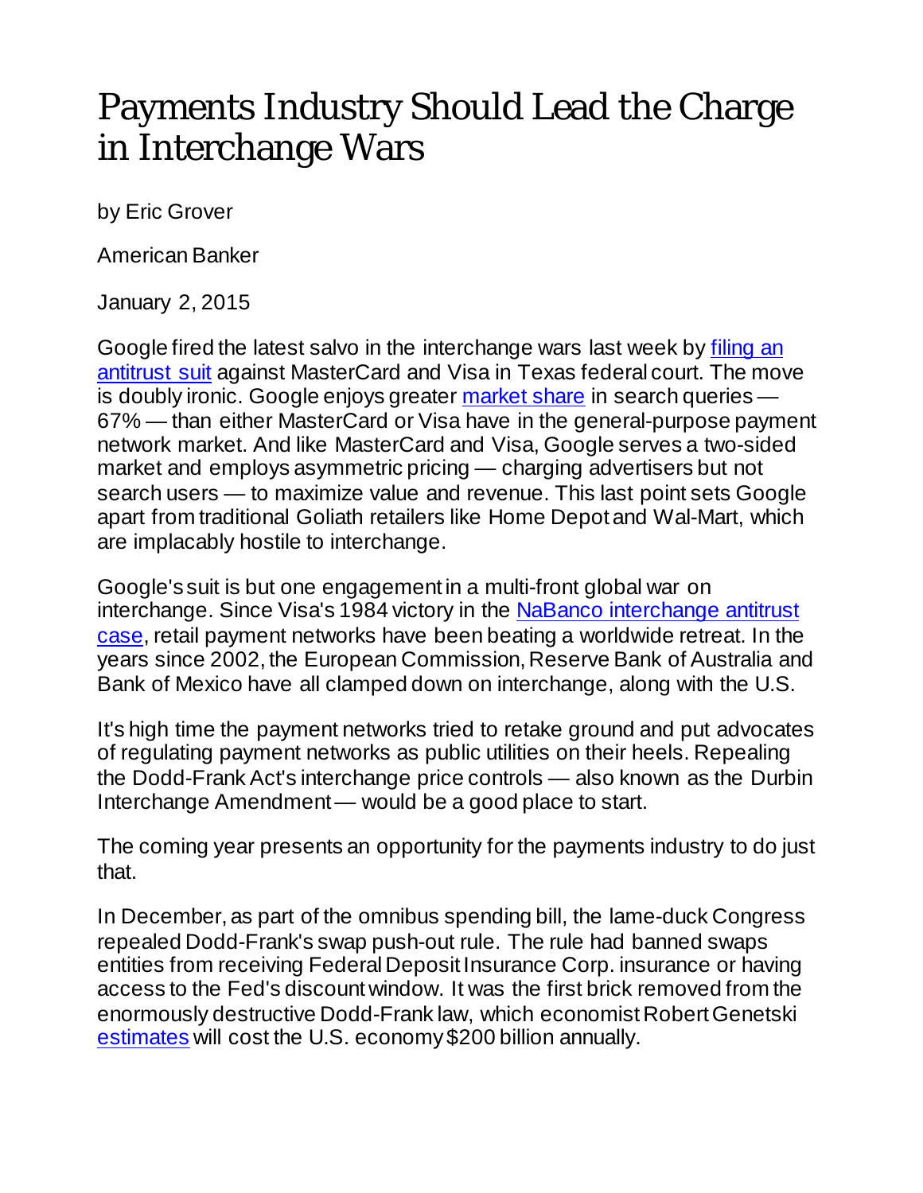# Payments Industry Should Lead the Charge in Interchange Wars

by Eric Grover

American Banker

January 2, 2015

Google fired the latest salvo in the interchange wars last week by filing an antitrust suit against MasterCard and Visa in Texas federal court. The move is doubly ironic. Google enjoys greater market share in search queries — 67% — than either MasterCard or Visa have in the general-purpose payment network market. And like MasterCard and Visa, Google serves a two-sided market and employs asymmetric pricing — charging advertisers but not search users — to maximize value and revenue. This last point sets Google apart from traditional Goliath retailers like Home Depot and Wal-Mart, which are implacably hostile to interchange.

Google's suit is but one engagement in a multi-front global war on interchange. Since Visa's 1984 victory in the NaBanco interchange antitrust case, retail payment networks have been beating a worldwide retreat. In the years since 2002, the European Commission, Reserve Bank of Australia and Bank of Mexico have all clamped down on interchange, along with the U.S.

It's high time the payment networks tried to retake ground and put advocates of regulating payment networks as public utilities on their heels. Repealing the Dodd-Frank Act's interchange price controls — also known as the Durbin Interchange Amendment — would be a good place to start.

The coming year presents an opportunity for the payments industry to do just that.

In December, as part of the omnibus spending bill, the lame-duck Congress repealed Dodd-Frank's swap push-out rule. The rule had banned swaps entities from receiving Federal Deposit Insurance Corp. insurance or having access to the Fed's discount window. It was the first brick removed from the enormously destructive Dodd-Frank law, which economist Robert Genetski estimates will cost the U.S. economy $200 billion annually.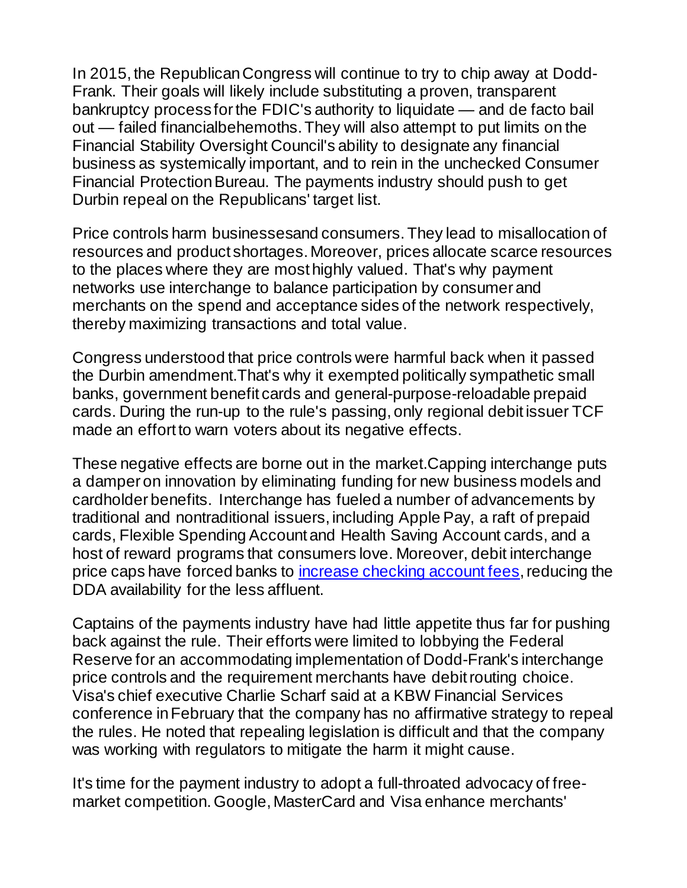In 2015, the Republican Congress will continue to try to chip away at Dodd-Frank. Their goals will likely include substituting a proven, transparent bankruptcy process for the FDIC's authority to liquidate — and de facto bail out — failed financialbehemoths. They will also attempt to put limits on the Financial Stability Oversight Council's ability to designate any financial business as systemically important, and to rein in the unchecked Consumer Financial Protection Bureau. The payments industry should push to get Durbin repeal on the Republicans' target list.

Price controls harm businessesand consumers. They lead to misallocation of resources and product shortages. Moreover, prices allocate scarce resources to the places where they are most highly valued. That's why payment networks use interchange to balance participation by consumer and merchants on the spend and acceptance sides of the network respectively, thereby maximizing transactions and total value.

Congress understood that price controls were harmful back when it passed the Durbin amendment.That's why it exempted politically sympathetic small banks, government benefit cards and general-purpose-reloadable prepaid cards. During the run-up to the rule's passing, only regional debit issuer TCF made an effort to warn voters about its negative effects.

These negative effects are borne out in the market.Capping interchange puts a damper on innovation by eliminating funding for new business models and cardholder benefits. Interchange has fueled a number of advancements by traditional and nontraditional issuers, including Apple Pay, a raft of prepaid cards, Flexible Spending Account and Health Saving Account cards, and a host of reward programs that consumers love. Moreover, debit interchange price caps have forced banks to increase checking account fees, reducing the DDA availability for the less affluent.

Captains of the payments industry have had little appetite thus far for pushing back against the rule. Their efforts were limited to lobbying the Federal Reserve for an accommodating implementation of Dodd-Frank's interchange price controls and the requirement merchants have debit routing choice. Visa's chief executive Charlie Scharf said at a KBW Financial Services conference in February that the company has no affirmative strategy to repeal the rules. He noted that repealing legislation is difficult and that the company was working with regulators to mitigate the harm it might cause.

It's time for the payment industry to adopt a full-throated advocacy of free-market competition. Google, MasterCard and Visa enhance merchants'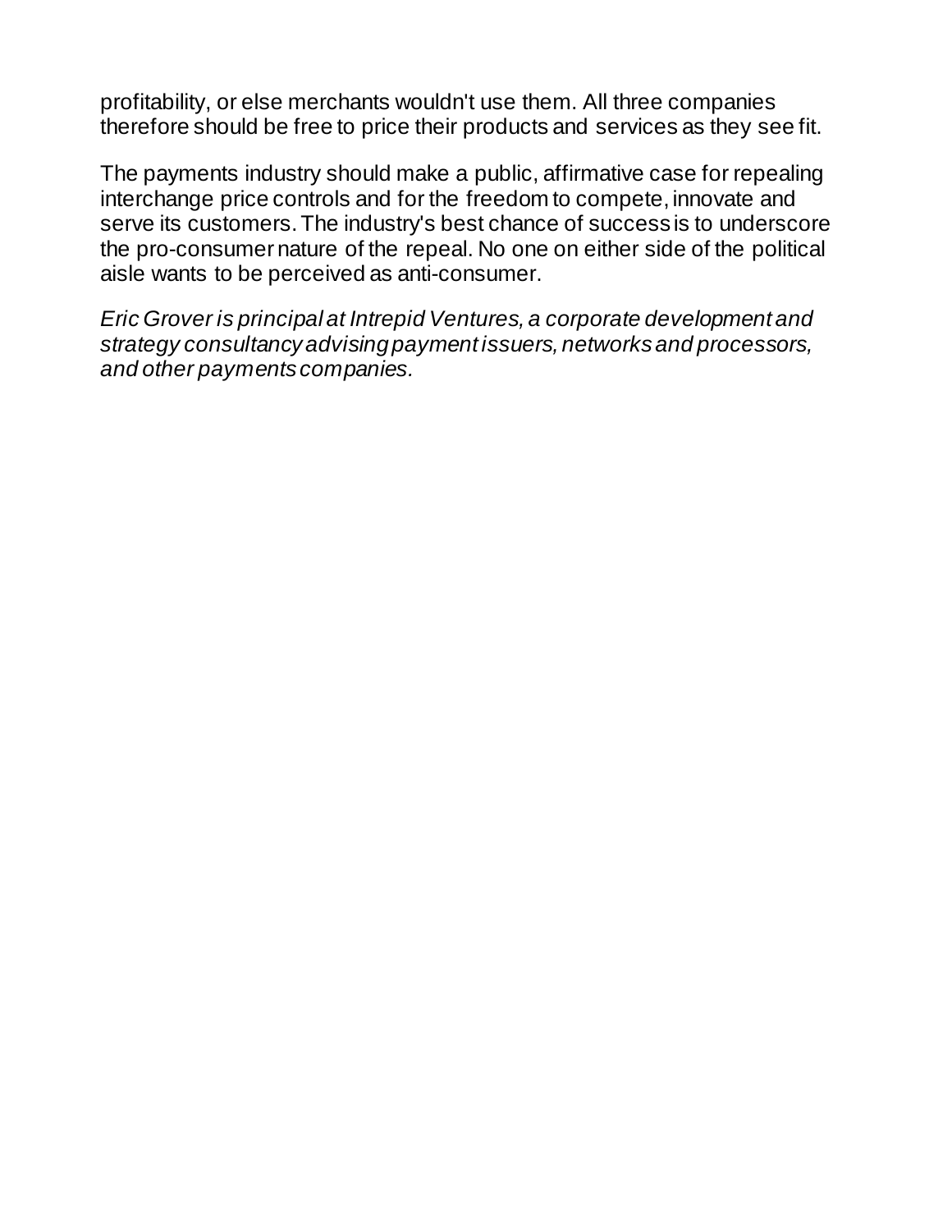profitability, or else merchants wouldn't use them. All three companies therefore should be free to price their products and services as they see fit.

The payments industry should make a public, affirmative case for repealing interchange price controls and for the freedom to compete, innovate and serve its customers. The industry's best chance of success is to underscore the pro-consumer nature of the repeal. No one on either side of the political aisle wants to be perceived as anti-consumer.

*Eric Grover is principal at Intrepid Ventures, a corporate development and strategy consultancy advising payment issuers, networks and processors, and other payments companies.*